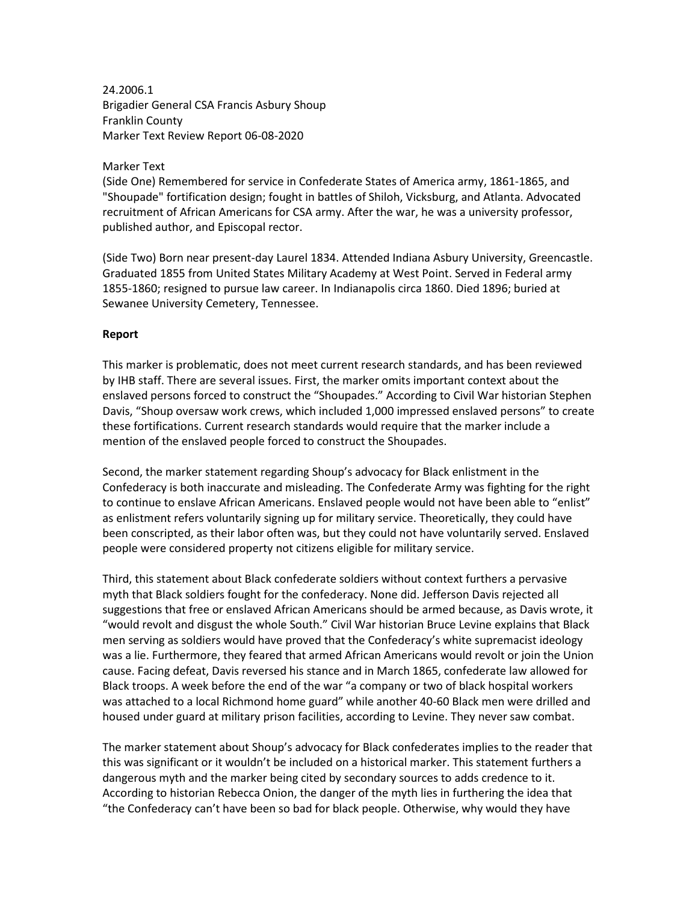24.2006.1
Brigadier General CSA Francis Asbury Shoup
Franklin County
Marker Text Review Report 06-08-2020

Marker Text

(Side One) Remembered for service in Confederate States of America army, 1861-1865, and "Shoupade" fortification design; fought in battles of Shiloh, Vicksburg, and Atlanta. Advocated recruitment of African Americans for CSA army. After the war, he was a university professor, published author, and Episcopal rector.

(Side Two) Born near present-day Laurel 1834. Attended Indiana Asbury University, Greencastle. Graduated 1855 from United States Military Academy at West Point. Served in Federal army 1855-1860; resigned to pursue law career. In Indianapolis circa 1860. Died 1896; buried at Sewanee University Cemetery, Tennessee.

**Report**

This marker is problematic, does not meet current research standards, and has been reviewed by IHB staff. There are several issues. First, the marker omits important context about the enslaved persons forced to construct the "Shoupades." According to Civil War historian Stephen Davis, "Shoup oversaw work crews, which included 1,000 impressed enslaved persons" to create these fortifications. Current research standards would require that the marker include a mention of the enslaved people forced to construct the Shoupades.

Second, the marker statement regarding Shoup's advocacy for Black enlistment in the Confederacy is both inaccurate and misleading. The Confederate Army was fighting for the right to continue to enslave African Americans. Enslaved people would not have been able to "enlist" as enlistment refers voluntarily signing up for military service. Theoretically, they could have been conscripted, as their labor often was, but they could not have voluntarily served. Enslaved people were considered property not citizens eligible for military service.

Third, this statement about Black confederate soldiers without context furthers a pervasive myth that Black soldiers fought for the confederacy. None did. Jefferson Davis rejected all suggestions that free or enslaved African Americans should be armed because, as Davis wrote, it "would revolt and disgust the whole South." Civil War historian Bruce Levine explains that Black men serving as soldiers would have proved that the Confederacy's white supremacist ideology was a lie. Furthermore, they feared that armed African Americans would revolt or join the Union cause. Facing defeat, Davis reversed his stance and in March 1865, confederate law allowed for Black troops. A week before the end of the war "a company or two of black hospital workers was attached to a local Richmond home guard" while another 40-60 Black men were drilled and housed under guard at military prison facilities, according to Levine. They never saw combat.

The marker statement about Shoup's advocacy for Black confederates implies to the reader that this was significant or it wouldn't be included on a historical marker. This statement furthers a dangerous myth and the marker being cited by secondary sources to adds credence to it. According to historian Rebecca Onion, the danger of the myth lies in furthering the idea that "the Confederacy can't have been so bad for black people. Otherwise, why would they have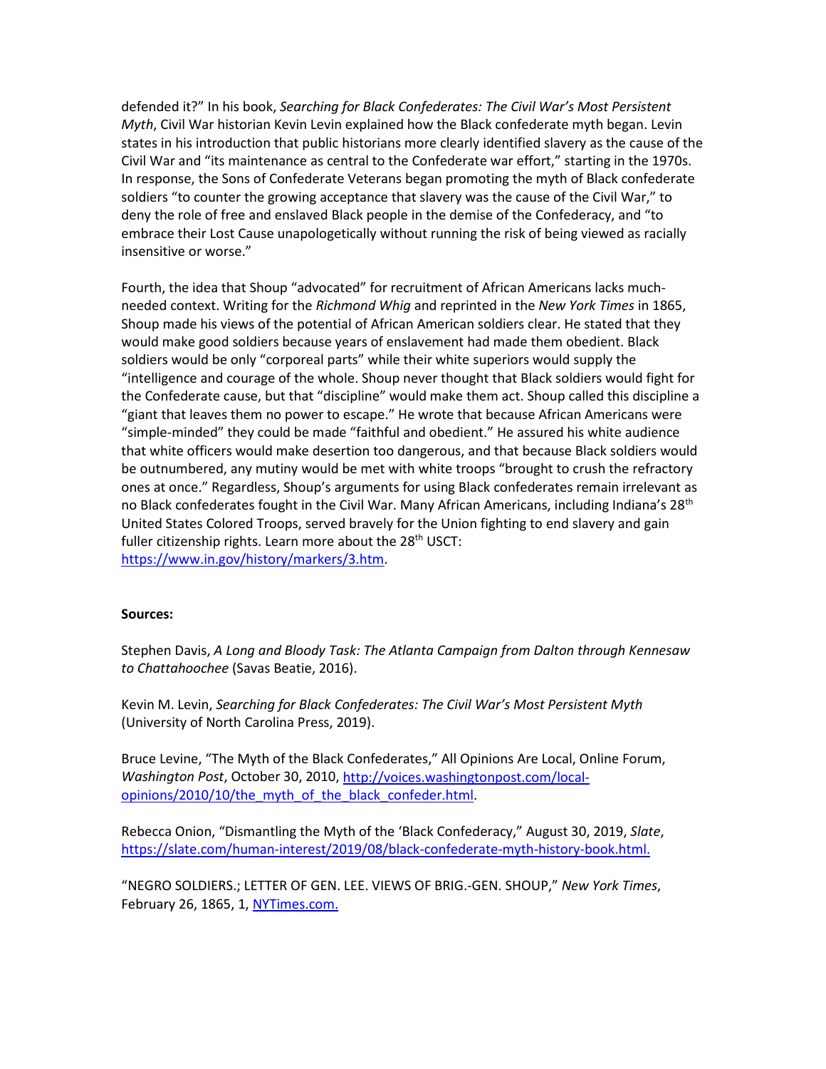defended it?" In his book, *Searching for Black Confederates: The Civil War's Most Persistent Myth*, Civil War historian Kevin Levin explained how the Black confederate myth began. Levin states in his introduction that public historians more clearly identified slavery as the cause of the Civil War and "its maintenance as central to the Confederate war effort," starting in the 1970s. In response, the Sons of Confederate Veterans began promoting the myth of Black confederate soldiers "to counter the growing acceptance that slavery was the cause of the Civil War," to deny the role of free and enslaved Black people in the demise of the Confederacy, and "to embrace their Lost Cause unapologetically without running the risk of being viewed as racially insensitive or worse."

Fourth, the idea that Shoup "advocated" for recruitment of African Americans lacks much-needed context. Writing for the *Richmond Whig* and reprinted in the *New York Times* in 1865, Shoup made his views of the potential of African American soldiers clear. He stated that they would make good soldiers because years of enslavement had made them obedient. Black soldiers would be only "corporeal parts" while their white superiors would supply the "intelligence and courage of the whole. Shoup never thought that Black soldiers would fight for the Confederate cause, but that "discipline" would make them act. Shoup called this discipline a "giant that leaves them no power to escape." He wrote that because African Americans were "simple-minded" they could be made "faithful and obedient." He assured his white audience that white officers would make desertion too dangerous, and that because Black soldiers would be outnumbered, any mutiny would be met with white troops "brought to crush the refractory ones at once." Regardless, Shoup's arguments for using Black confederates remain irrelevant as no Black confederates fought in the Civil War. Many African Americans, including Indiana's 28th United States Colored Troops, served bravely for the Union fighting to end slavery and gain fuller citizenship rights. Learn more about the 28th USCT: https://www.in.gov/history/markers/3.htm.

**Sources:**

Stephen Davis, *A Long and Bloody Task: The Atlanta Campaign from Dalton through Kennesaw to Chattahoochee* (Savas Beatie, 2016).

Kevin M. Levin, *Searching for Black Confederates: The Civil War's Most Persistent Myth* (University of North Carolina Press, 2019).

Bruce Levine, "The Myth of the Black Confederates," All Opinions Are Local, Online Forum, *Washington Post*, October 30, 2010, http://voices.washingtonpost.com/local-opinions/2010/10/the_myth_of_the_black_confeder.html.

Rebecca Onion, "Dismantling the Myth of the 'Black Confederacy," August 30, 2019, *Slate*, https://slate.com/human-interest/2019/08/black-confederate-myth-history-book.html.

"NEGRO SOLDIERS.; LETTER OF GEN. LEE. VIEWS OF BRIG.-GEN. SHOUP," *New York Times*, February 26, 1865, 1, NYTimes.com.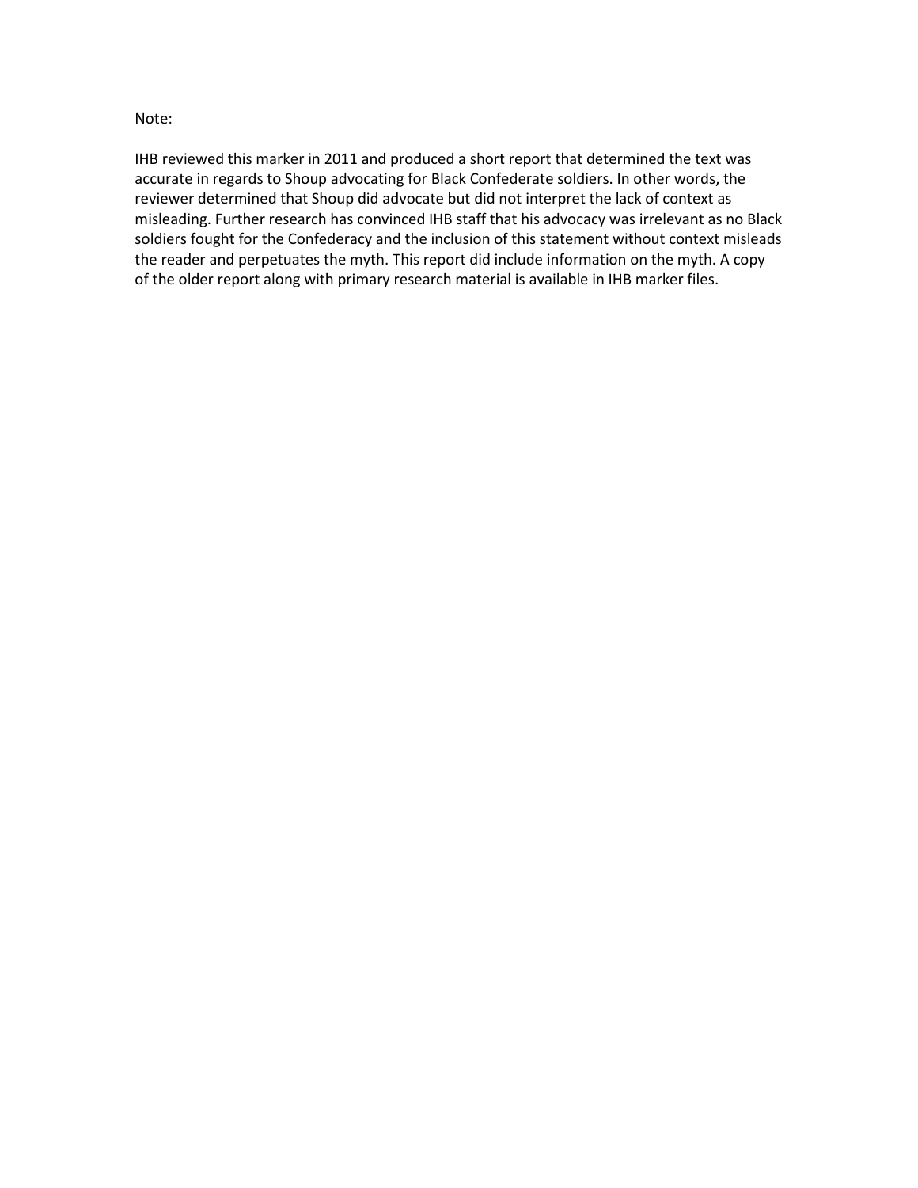Note:

IHB reviewed this marker in 2011 and produced a short report that determined the text was accurate in regards to Shoup advocating for Black Confederate soldiers. In other words, the reviewer determined that Shoup did advocate but did not interpret the lack of context as misleading. Further research has convinced IHB staff that his advocacy was irrelevant as no Black soldiers fought for the Confederacy and the inclusion of this statement without context misleads the reader and perpetuates the myth. This report did include information on the myth. A copy of the older report along with primary research material is available in IHB marker files.